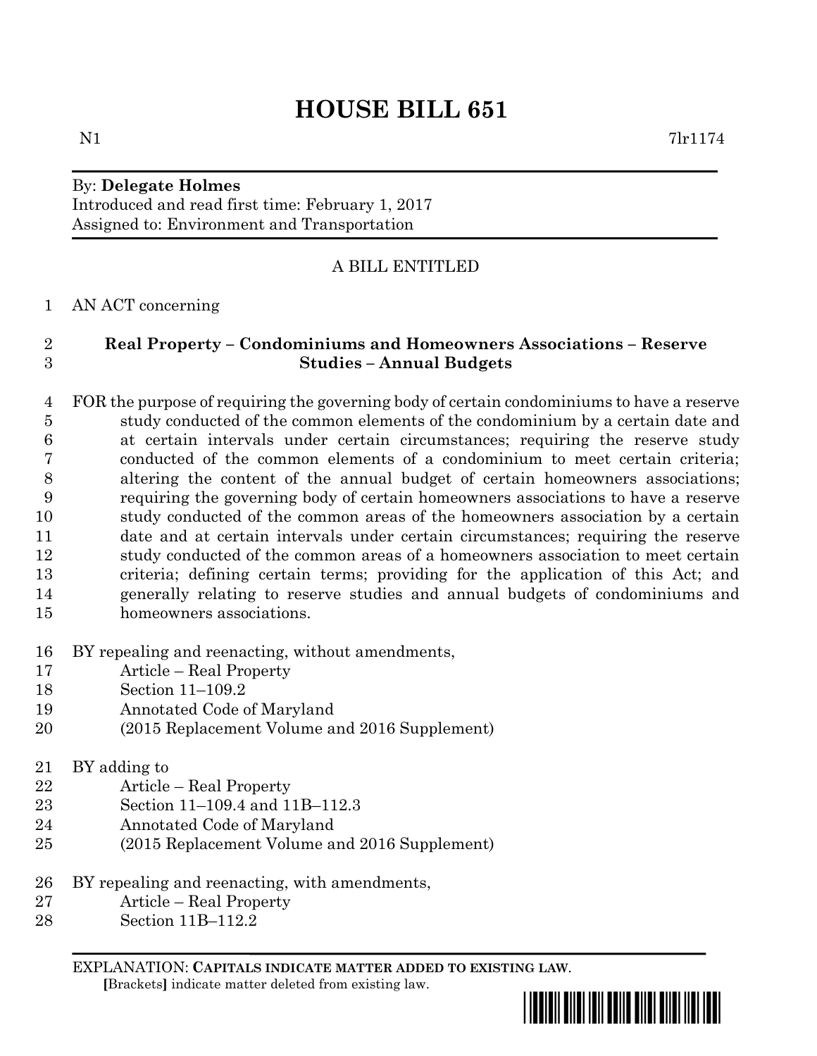# HOUSE BILL 651

N1 7lr1174

By: **Delegate Holmes**
Introduced and read first time: February 1, 2017
Assigned to: Environment and Transportation

A BILL ENTITLED

AN ACT concerning

**Real Property – Condominiums and Homeowners Associations – Reserve Studies – Annual Budgets**

FOR the purpose of requiring the governing body of certain condominiums to have a reserve study conducted of the common elements of the condominium by a certain date and at certain intervals under certain circumstances; requiring the reserve study conducted of the common elements of a condominium to meet certain criteria; altering the content of the annual budget of certain homeowners associations; requiring the governing body of certain homeowners associations to have a reserve study conducted of the common areas of the homeowners association by a certain date and at certain intervals under certain circumstances; requiring the reserve study conducted of the common areas of a homeowners association to meet certain criteria; defining certain terms; providing for the application of this Act; and generally relating to reserve studies and annual budgets of condominiums and homeowners associations.

BY repealing and reenacting, without amendments,
Article – Real Property
Section 11–109.2
Annotated Code of Maryland
(2015 Replacement Volume and 2016 Supplement)

BY adding to
Article – Real Property
Section 11–109.4 and 11B–112.3
Annotated Code of Maryland
(2015 Replacement Volume and 2016 Supplement)

BY repealing and reenacting, with amendments,
Article – Real Property
Section 11B–112.2

EXPLANATION: **CAPITALS INDICATE MATTER ADDED TO EXISTING LAW.**
**[**Brackets**]** indicate matter deleted from existing law.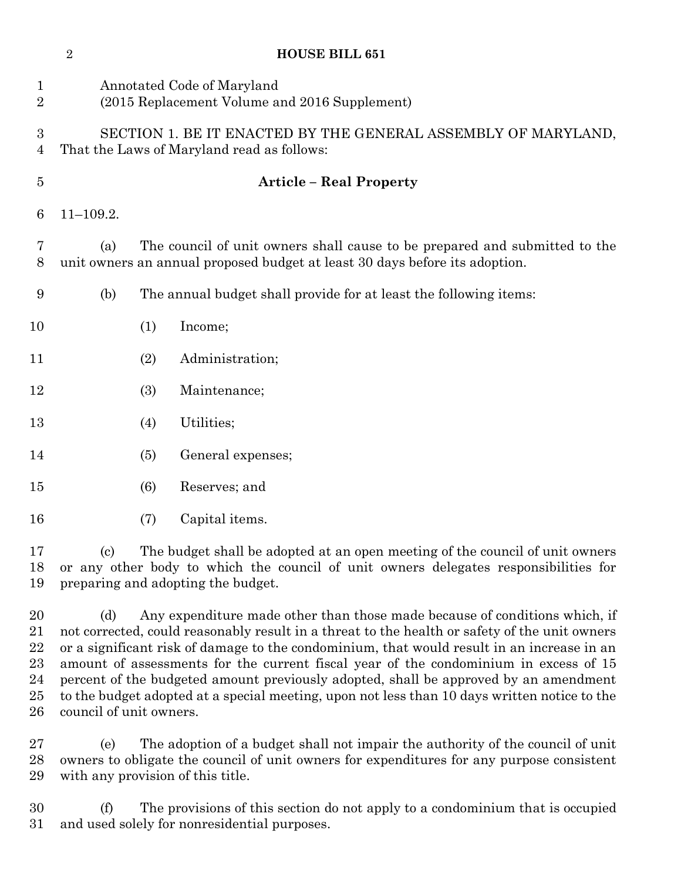Annotated Code of Maryland
(2015 Replacement Volume and 2016 Supplement)

SECTION 1. BE IT ENACTED BY THE GENERAL ASSEMBLY OF MARYLAND, That the Laws of Maryland read as follows:

**Article – Real Property**

11–109.2.

(a) The council of unit owners shall cause to be prepared and submitted to the unit owners an annual proposed budget at least 30 days before its adoption.

(b) The annual budget shall provide for at least the following items:

(1) Income;

(2) Administration;

(3) Maintenance;

(4) Utilities;

(5) General expenses;

(6) Reserves; and

(7) Capital items.

(c) The budget shall be adopted at an open meeting of the council of unit owners or any other body to which the council of unit owners delegates responsibilities for preparing and adopting the budget.

(d) Any expenditure made other than those made because of conditions which, if not corrected, could reasonably result in a threat to the health or safety of the unit owners or a significant risk of damage to the condominium, that would result in an increase in an amount of assessments for the current fiscal year of the condominium in excess of 15 percent of the budgeted amount previously adopted, shall be approved by an amendment to the budget adopted at a special meeting, upon not less than 10 days written notice to the council of unit owners.

(e) The adoption of a budget shall not impair the authority of the council of unit owners to obligate the council of unit owners for expenditures for any purpose consistent with any provision of this title.

(f) The provisions of this section do not apply to a condominium that is occupied and used solely for nonresidential purposes.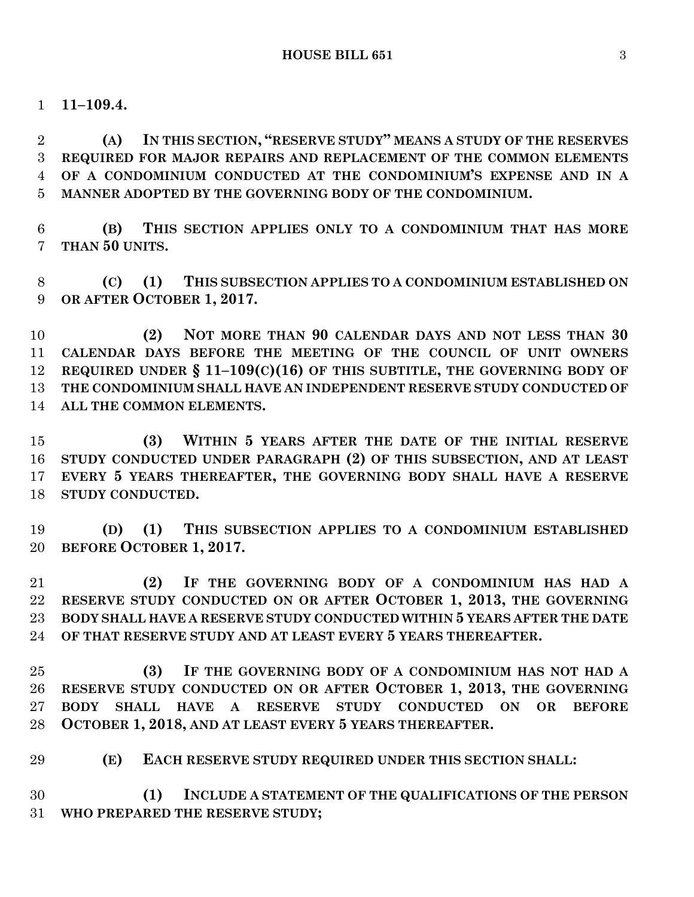**11–109.4.**

**(A) IN THIS SECTION, "RESERVE STUDY" MEANS A STUDY OF THE RESERVES REQUIRED FOR MAJOR REPAIRS AND REPLACEMENT OF THE COMMON ELEMENTS OF A CONDOMINIUM CONDUCTED AT THE CONDOMINIUM'S EXPENSE AND IN A MANNER ADOPTED BY THE GOVERNING BODY OF THE CONDOMINIUM.**

**(B) THIS SECTION APPLIES ONLY TO A CONDOMINIUM THAT HAS MORE THAN 50 UNITS.**

**(C) (1) THIS SUBSECTION APPLIES TO A CONDOMINIUM ESTABLISHED ON OR AFTER OCTOBER 1, 2017.**

**(2) NOT MORE THAN 90 CALENDAR DAYS AND NOT LESS THAN 30 CALENDAR DAYS BEFORE THE MEETING OF THE COUNCIL OF UNIT OWNERS REQUIRED UNDER § 11–109(C)(16) OF THIS SUBTITLE, THE GOVERNING BODY OF THE CONDOMINIUM SHALL HAVE AN INDEPENDENT RESERVE STUDY CONDUCTED OF ALL THE COMMON ELEMENTS.**

**(3) WITHIN 5 YEARS AFTER THE DATE OF THE INITIAL RESERVE STUDY CONDUCTED UNDER PARAGRAPH (2) OF THIS SUBSECTION, AND AT LEAST EVERY 5 YEARS THEREAFTER, THE GOVERNING BODY SHALL HAVE A RESERVE STUDY CONDUCTED.**

**(D) (1) THIS SUBSECTION APPLIES TO A CONDOMINIUM ESTABLISHED BEFORE OCTOBER 1, 2017.**

**(2) IF THE GOVERNING BODY OF A CONDOMINIUM HAS HAD A RESERVE STUDY CONDUCTED ON OR AFTER OCTOBER 1, 2013, THE GOVERNING BODY SHALL HAVE A RESERVE STUDY CONDUCTED WITHIN 5 YEARS AFTER THE DATE OF THAT RESERVE STUDY AND AT LEAST EVERY 5 YEARS THEREAFTER.**

**(3) IF THE GOVERNING BODY OF A CONDOMINIUM HAS NOT HAD A RESERVE STUDY CONDUCTED ON OR AFTER OCTOBER 1, 2013, THE GOVERNING BODY SHALL HAVE A RESERVE STUDY CONDUCTED ON OR BEFORE OCTOBER 1, 2018, AND AT LEAST EVERY 5 YEARS THEREAFTER.**

**(E) EACH RESERVE STUDY REQUIRED UNDER THIS SECTION SHALL:**

**(1) INCLUDE A STATEMENT OF THE QUALIFICATIONS OF THE PERSON WHO PREPARED THE RESERVE STUDY;**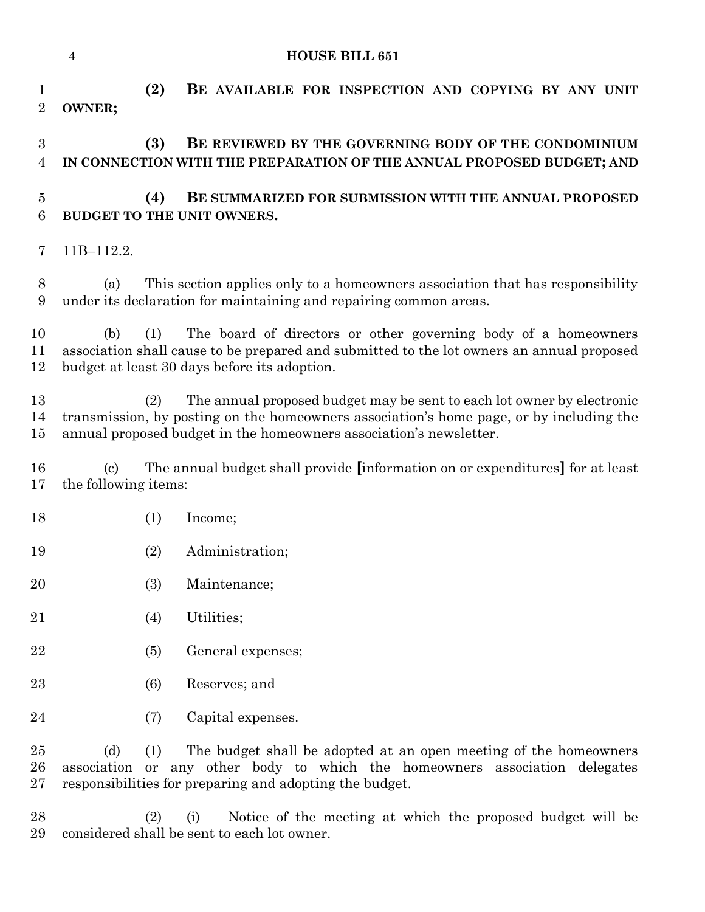**(2) BE AVAILABLE FOR INSPECTION AND COPYING BY ANY UNIT OWNER;**

**(3) BE REVIEWED BY THE GOVERNING BODY OF THE CONDOMINIUM IN CONNECTION WITH THE PREPARATION OF THE ANNUAL PROPOSED BUDGET; AND**

**(4) BE SUMMARIZED FOR SUBMISSION WITH THE ANNUAL PROPOSED BUDGET TO THE UNIT OWNERS.**

11B–112.2.

(a) This section applies only to a homeowners association that has responsibility under its declaration for maintaining and repairing common areas.

(b) (1) The board of directors or other governing body of a homeowners association shall cause to be prepared and submitted to the lot owners an annual proposed budget at least 30 days before its adoption.

(2) The annual proposed budget may be sent to each lot owner by electronic transmission, by posting on the homeowners association's home page, or by including the annual proposed budget in the homeowners association's newsletter.

(c) The annual budget shall provide **[**information on or expenditures**]** for at least the following items:

(1) Income;

(2) Administration;

(3) Maintenance;

(4) Utilities;

(5) General expenses;

(6) Reserves; and

(7) Capital expenses.

(d) (1) The budget shall be adopted at an open meeting of the homeowners association or any other body to which the homeowners association delegates responsibilities for preparing and adopting the budget.

(2) (i) Notice of the meeting at which the proposed budget will be considered shall be sent to each lot owner.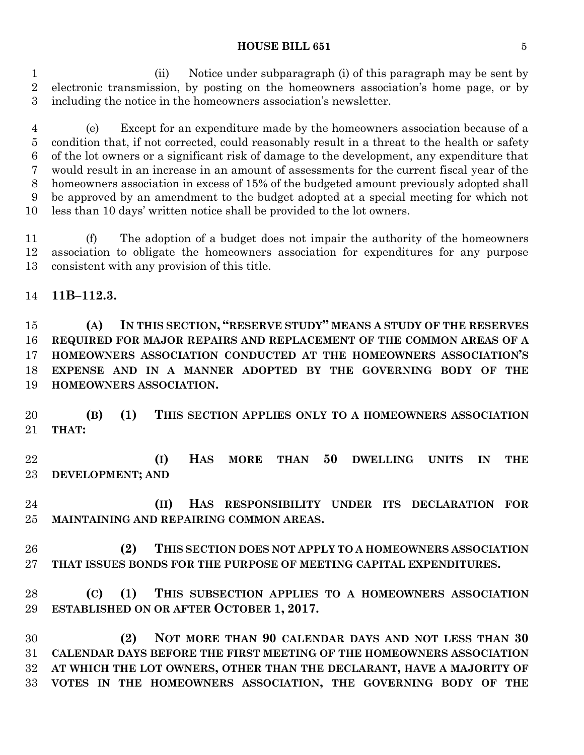(ii) Notice under subparagraph (i) of this paragraph may be sent by electronic transmission, by posting on the homeowners association's home page, or by including the notice in the homeowners association's newsletter.

(e) Except for an expenditure made by the homeowners association because of a condition that, if not corrected, could reasonably result in a threat to the health or safety of the lot owners or a significant risk of damage to the development, any expenditure that would result in an increase in an amount of assessments for the current fiscal year of the homeowners association in excess of 15% of the budgeted amount previously adopted shall be approved by an amendment to the budget adopted at a special meeting for which not less than 10 days' written notice shall be provided to the lot owners.

(f) The adoption of a budget does not impair the authority of the homeowners association to obligate the homeowners association for expenditures for any purpose consistent with any provision of this title.

**11B–112.3.**

**(A) IN THIS SECTION, "RESERVE STUDY" MEANS A STUDY OF THE RESERVES REQUIRED FOR MAJOR REPAIRS AND REPLACEMENT OF THE COMMON AREAS OF A HOMEOWNERS ASSOCIATION CONDUCTED AT THE HOMEOWNERS ASSOCIATION'S EXPENSE AND IN A MANNER ADOPTED BY THE GOVERNING BODY OF THE HOMEOWNERS ASSOCIATION.**

**(B) (1) THIS SECTION APPLIES ONLY TO A HOMEOWNERS ASSOCIATION THAT:**

**(I) HAS MORE THAN 50 DWELLING UNITS IN THE DEVELOPMENT; AND**

**(II) HAS RESPONSIBILITY UNDER ITS DECLARATION FOR MAINTAINING AND REPAIRING COMMON AREAS.**

**(2) THIS SECTION DOES NOT APPLY TO A HOMEOWNERS ASSOCIATION THAT ISSUES BONDS FOR THE PURPOSE OF MEETING CAPITAL EXPENDITURES.**

**(C) (1) THIS SUBSECTION APPLIES TO A HOMEOWNERS ASSOCIATION ESTABLISHED ON OR AFTER OCTOBER 1, 2017.**

**(2) NOT MORE THAN 90 CALENDAR DAYS AND NOT LESS THAN 30 CALENDAR DAYS BEFORE THE FIRST MEETING OF THE HOMEOWNERS ASSOCIATION AT WHICH THE LOT OWNERS, OTHER THAN THE DECLARANT, HAVE A MAJORITY OF VOTES IN THE HOMEOWNERS ASSOCIATION, THE GOVERNING BODY OF THE**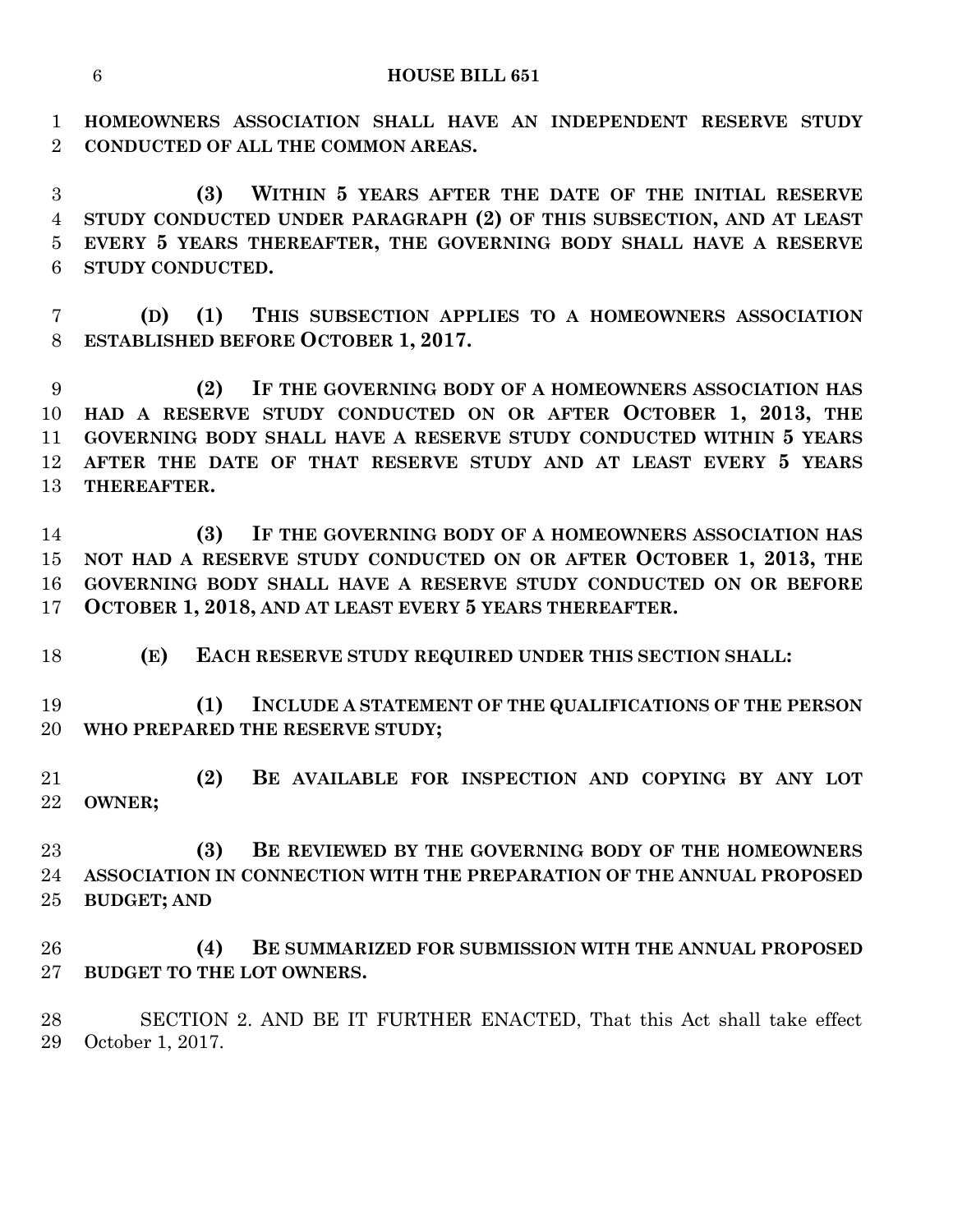**HOMEOWNERS ASSOCIATION SHALL HAVE AN INDEPENDENT RESERVE STUDY CONDUCTED OF ALL THE COMMON AREAS.**

**(3) WITHIN 5 YEARS AFTER THE DATE OF THE INITIAL RESERVE STUDY CONDUCTED UNDER PARAGRAPH (2) OF THIS SUBSECTION, AND AT LEAST EVERY 5 YEARS THEREAFTER, THE GOVERNING BODY SHALL HAVE A RESERVE STUDY CONDUCTED.**

**(D) (1) THIS SUBSECTION APPLIES TO A HOMEOWNERS ASSOCIATION ESTABLISHED BEFORE OCTOBER 1, 2017.**

**(2) IF THE GOVERNING BODY OF A HOMEOWNERS ASSOCIATION HAS HAD A RESERVE STUDY CONDUCTED ON OR AFTER OCTOBER 1, 2013, THE GOVERNING BODY SHALL HAVE A RESERVE STUDY CONDUCTED WITHIN 5 YEARS AFTER THE DATE OF THAT RESERVE STUDY AND AT LEAST EVERY 5 YEARS THEREAFTER.**

**(3) IF THE GOVERNING BODY OF A HOMEOWNERS ASSOCIATION HAS NOT HAD A RESERVE STUDY CONDUCTED ON OR AFTER OCTOBER 1, 2013, THE GOVERNING BODY SHALL HAVE A RESERVE STUDY CONDUCTED ON OR BEFORE OCTOBER 1, 2018, AND AT LEAST EVERY 5 YEARS THEREAFTER.**

**(E) EACH RESERVE STUDY REQUIRED UNDER THIS SECTION SHALL:**

**(1) INCLUDE A STATEMENT OF THE QUALIFICATIONS OF THE PERSON WHO PREPARED THE RESERVE STUDY;**

**(2) BE AVAILABLE FOR INSPECTION AND COPYING BY ANY LOT OWNER;**

**(3) BE REVIEWED BY THE GOVERNING BODY OF THE HOMEOWNERS ASSOCIATION IN CONNECTION WITH THE PREPARATION OF THE ANNUAL PROPOSED BUDGET; AND**

**(4) BE SUMMARIZED FOR SUBMISSION WITH THE ANNUAL PROPOSED BUDGET TO THE LOT OWNERS.**

SECTION 2. AND BE IT FURTHER ENACTED, That this Act shall take effect October 1, 2017.